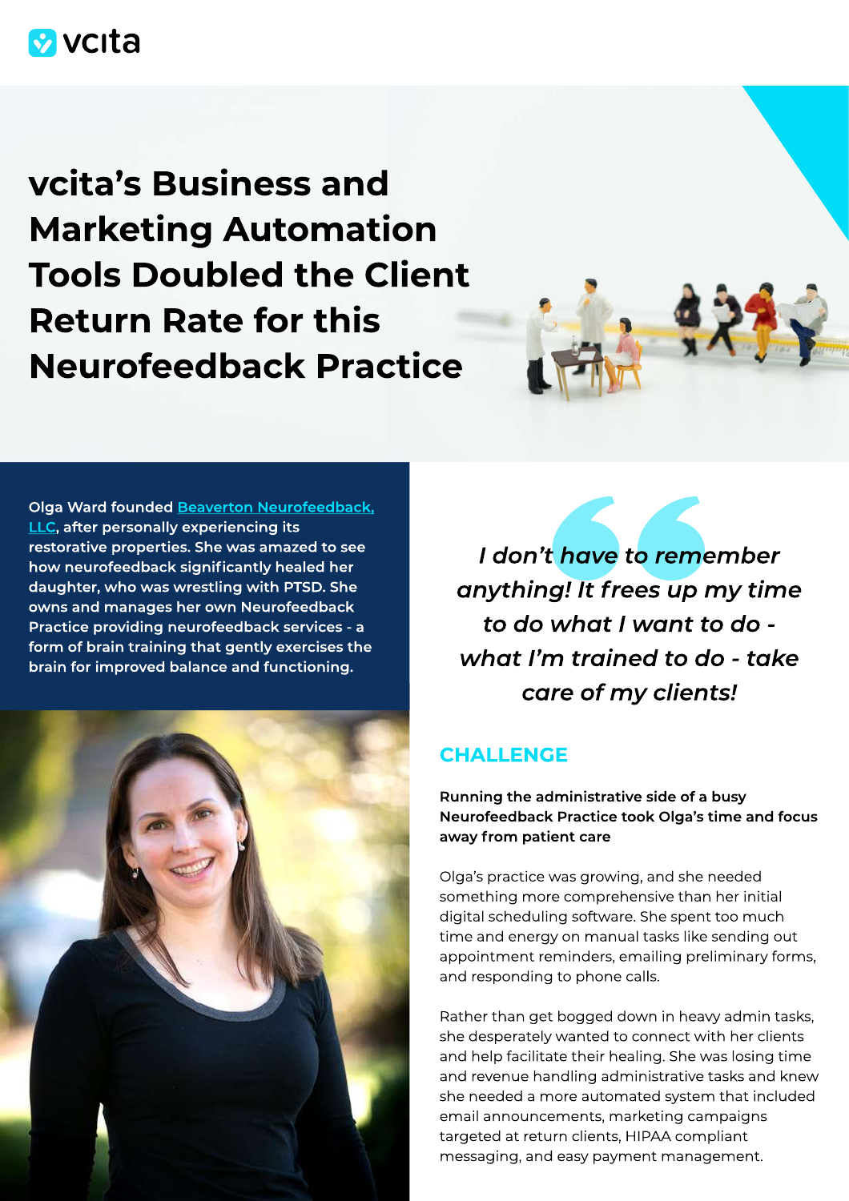# vcita's Business and Marketing Automation Tools Doubled the Client Return Rate for this Neurofeedback Practice

**Olga Ward founded Beaverton Neurofeedback, LLC, after personally experiencing its restorative properties. She was amazed to see how neurofeedback significantly healed her daughter, who was wrestling with PTSD. She owns and manages her own Neurofeedback Practice providing neurofeedback services - a form of brain training that gently exercises the brain for improved balance and functioning.**

> *I don't have to remember anything! It frees up my time to do what I want to do - what I'm trained to do - take care of my clients!*

## CHALLENGE

**Running the administrative side of a busy Neurofeedback Practice took Olga's time and focus away from patient care**

Olga's practice was growing, and she needed something more comprehensive than her initial digital scheduling software. She spent too much time and energy on manual tasks like sending out appointment reminders, emailing preliminary forms, and responding to phone calls.

Rather than get bogged down in heavy admin tasks, she desperately wanted to connect with her clients and help facilitate their healing. She was losing time and revenue handling administrative tasks and knew she needed a more automated system that included email announcements, marketing campaigns targeted at return clients, HIPAA compliant messaging, and easy payment management.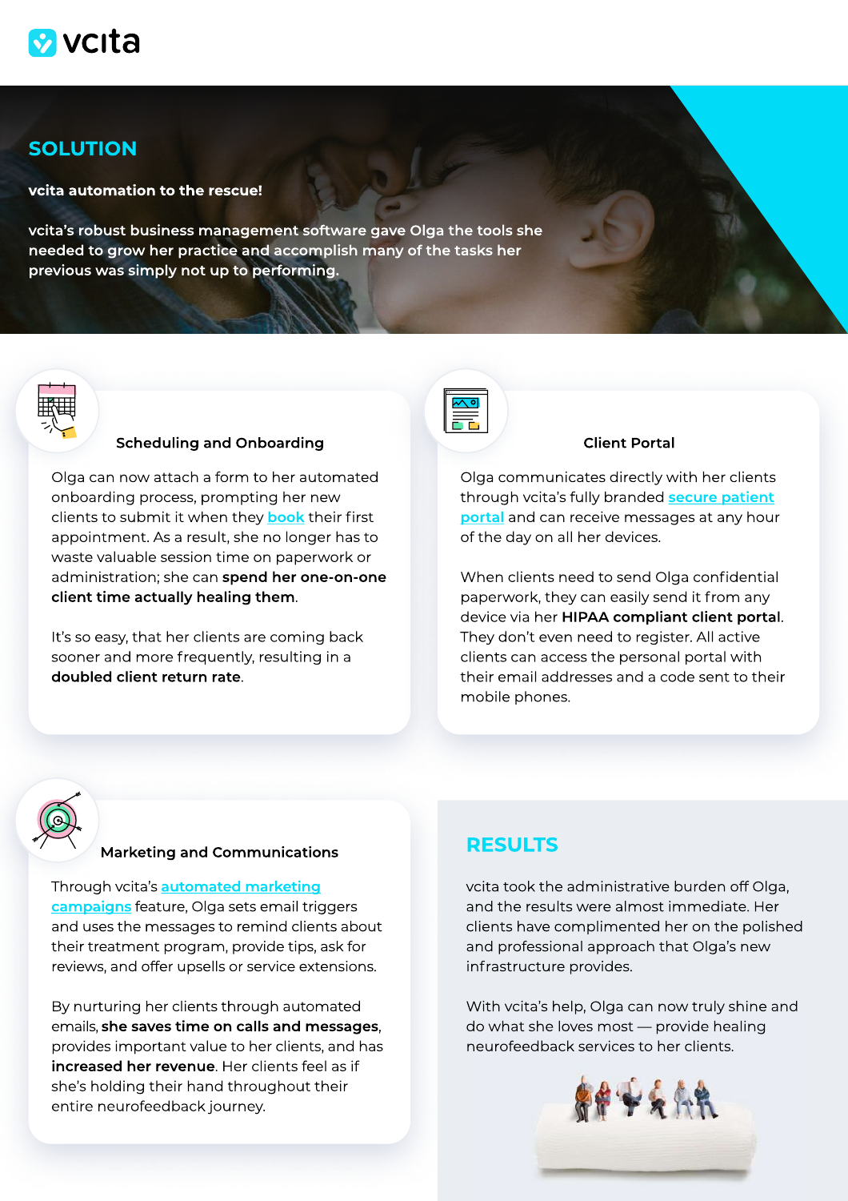## SOLUTION

**vcita automation to the rescue!**

**vcita's robust business management software gave Olga the tools she needed to grow her practice and accomplish many of the tasks her previous was simply not up to performing.**

### Scheduling and Onboarding

Olga can now attach a form to her automated onboarding process, prompting her new clients to submit it when they book their first appointment. As a result, she no longer has to waste valuable session time on paperwork or administration; she can **spend her one-on-one client time actually healing them**.

It's so easy, that her clients are coming back sooner and more frequently, resulting in a **doubled client return rate**.

### Client Portal

Olga communicates directly with her clients through vcita's fully branded secure patient portal and can receive messages at any hour of the day on all her devices.

When clients need to send Olga confidential paperwork, they can easily send it from any device via her **HIPAA compliant client portal**. They don't even need to register. All active clients can access the personal portal with their email addresses and a code sent to their mobile phones.

### Marketing and Communications

Through vcita's automated marketing campaigns feature, Olga sets email triggers and uses the messages to remind clients about their treatment program, provide tips, ask for reviews, and offer upsells or service extensions.

By nurturing her clients through automated emails, **she saves time on calls and messages**, provides important value to her clients, and has **increased her revenue**. Her clients feel as if she's holding their hand throughout their entire neurofeedback journey.

## RESULTS

vcita took the administrative burden off Olga, and the results were almost immediate. Her clients have complimented her on the polished and professional approach that Olga's new infrastructure provides.

With vcita's help, Olga can now truly shine and do what she loves most — provide healing neurofeedback services to her clients.